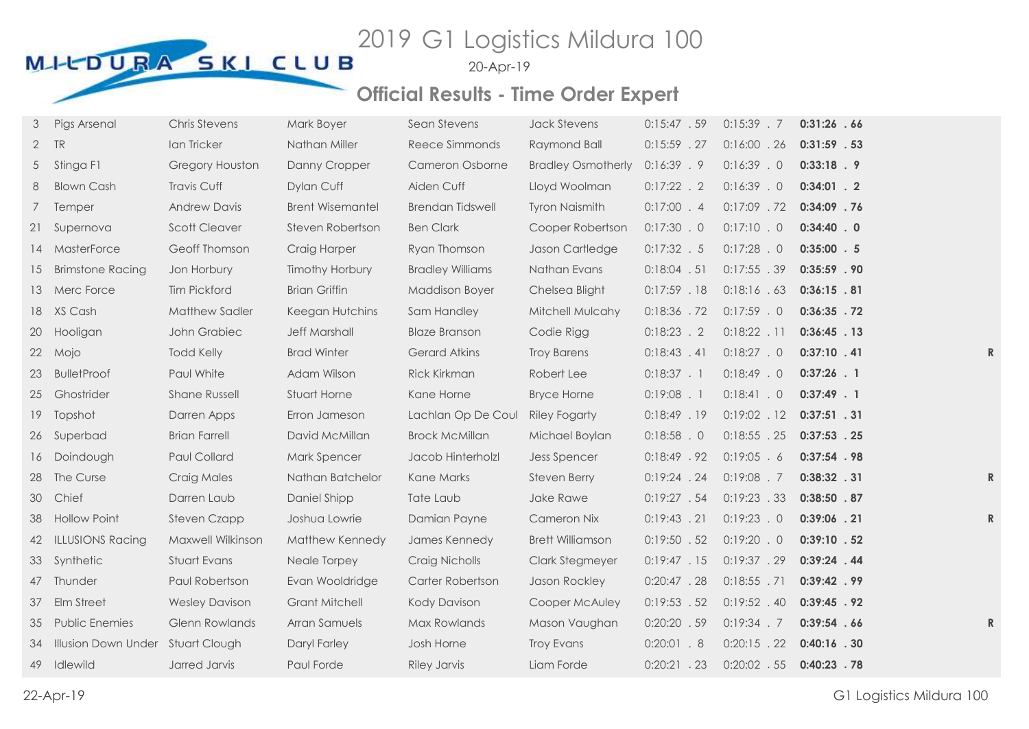# 2019 G1 Logistics Mildura 100

MILDURA SKI CLUB

20-Apr-19

## Official Results - Time Order Expert

| | | | | | | | | | |
|---|---|---|---|---|---|---|---|---|---|
| 3 | Pigs Arsenal | Chris Stevens | Mark Boyer | Sean Stevens | Jack Stevens | 0:15:47 . 59 | 0:15:39 . 7 | **0:31:26 . 66** | |
| 2 | TR | Ian Tricker | Nathan Miller | Reece Simmonds | Raymond Ball | 0:15:59 . 27 | 0:16:00 . 26 | **0:31:59 . 53** | |
| 5 | Stinga F1 | Gregory Houston | Danny Cropper | Cameron Osborne | Bradley Osmotherly | 0:16:39 . 9 | 0:16:39 . 0 | **0:33:18 . 9** | |
| 8 | Blown Cash | Travis Cuff | Dylan Cuff | Aiden Cuff | Lloyd Woolman | 0:17:22 . 2 | 0:16:39 . 0 | **0:34:01 . 2** | |
| 7 | Temper | Andrew Davis | Brent Wisemantel | Brendan Tidswell | Tyron Naismith | 0:17:00 . 4 | 0:17:09 . 72 | **0:34:09 . 76** | |
| 21 | Supernova | Scott Cleaver | Steven Robertson | Ben Clark | Cooper Robertson | 0:17:30 . 0 | 0:17:10 . 0 | **0:34:40 . 0** | |
| 14 | MasterForce | Geoff Thomson | Craig Harper | Ryan Thomson | Jason Cartledge | 0:17:32 . 5 | 0:17:28 . 0 | **0:35:00 . 5** | |
| 15 | Brimstone Racing | Jon Horbury | Timothy Horbury | Bradley Williams | Nathan Evans | 0:18:04 . 51 | 0:17:55 . 39 | **0:35:59 . 90** | |
| 13 | Merc Force | Tim Pickford | Brian Griffin | Maddison Boyer | Chelsea Blight | 0:17:59 . 18 | 0:18:16 . 63 | **0:36:15 . 81** | |
| 18 | XS Cash | Matthew Sadler | Keegan Hutchins | Sam Handley | Mitchell Mulcahy | 0:18:36 . 72 | 0:17:59 . 0 | **0:36:35 . 72** | |
| 20 | Hooligan | John Grabiec | Jeff Marshall | Blaze Branson | Codie Rigg | 0:18:23 . 2 | 0:18:22 . 11 | **0:36:45 . 13** | |
| 22 | Mojo | Todd Kelly | Brad Winter | Gerard Atkins | Troy Barens | 0:18:43 . 41 | 0:18:27 . 0 | **0:37:10 . 41** | **R** |
| 23 | BulletProof | Paul White | Adam Wilson | Rick Kirkman | Robert Lee | 0:18:37 . 1 | 0:18:49 . 0 | **0:37:26 . 1** | |
| 25 | Ghostrider | Shane Russell | Stuart Horne | Kane Horne | Bryce Horne | 0:19:08 . 1 | 0:18:41 . 0 | **0:37:49 . 1** | |
| 19 | Topshot | Darren Apps | Erron Jameson | Lachlan Op De Coul | Riley Fogarty | 0:18:49 . 19 | 0:19:02 . 12 | **0:37:51 . 31** | |
| 26 | Superbad | Brian Farrell | David McMillan | Brock McMillan | Michael Boylan | 0:18:58 . 0 | 0:18:55 . 25 | **0:37:53 . 25** | |
| 16 | Doindough | Paul Collard | Mark Spencer | Jacob Hinterholzl | Jess Spencer | 0:18:49 . 92 | 0:19:05 . 6 | **0:37:54 . 98** | |
| 28 | The Curse | Craig Males | Nathan Batchelor | Kane Marks | Steven Berry | 0:19:24 . 24 | 0:19:08 . 7 | **0:38:32 . 31** | **R** |
| 30 | Chief | Darren Laub | Daniel Shipp | Tate Laub | Jake Rawe | 0:19:27 . 54 | 0:19:23 . 33 | **0:38:50 . 87** | |
| 38 | Hollow Point | Steven Czapp | Joshua Lowrie | Damian Payne | Cameron Nix | 0:19:43 . 21 | 0:19:23 . 0 | **0:39:06 . 21** | **R** |
| 42 | ILLUSIONS Racing | Maxwell Wilkinson | Matthew Kennedy | James Kennedy | Brett Williamson | 0:19:50 . 52 | 0:19:20 . 0 | **0:39:10 . 52** | |
| 33 | Synthetic | Stuart Evans | Neale Torpey | Craig Nicholls | Clark Stegmeyer | 0:19:47 . 15 | 0:19:37 . 29 | **0:39:24 . 44** | |
| 47 | Thunder | Paul Robertson | Evan Wooldridge | Carter Robertson | Jason Rockley | 0:20:47 . 28 | 0:18:55 . 71 | **0:39:42 . 99** | |
| 37 | Elm Street | Wesley Davison | Grant Mitchell | Kody Davison | Cooper McAuley | 0:19:53 . 52 | 0:19:52 . 40 | **0:39:45 . 92** | |
| 35 | Public Enemies | Glenn Rowlands | Arran Samuels | Max Rowlands | Mason Vaughan | 0:20:20 . 59 | 0:19:34 . 7 | **0:39:54 . 66** | **R** |
| 34 | Illusion Down Under | Stuart Clough | Daryl Farley | Josh Horne | Troy Evans | 0:20:01 . 8 | 0:20:15 . 22 | **0:40:16 . 30** | |
| 49 | Idlewild | Jarred Jarvis | Paul Forde | Riley Jarvis | Liam Forde | 0:20:21 . 23 | 0:20:02 . 55 | **0:40:23 . 78** | |

22-Apr-19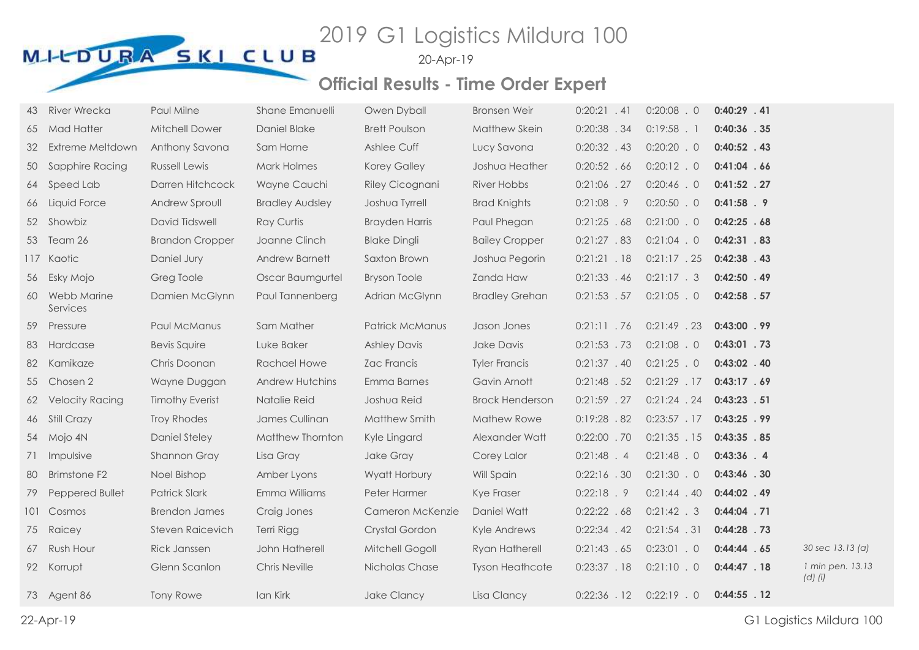# 2019 G1 Logistics Mildura 100

MILDURA SKI CLUB

20-Apr-19

## Official Results - Time Order Expert

| | | | | | | | | | |
|---|---|---|---|---|---|---|---|---|---|
| 43 | River Wrecka | Paul Milne | Shane Emanuelli | Owen Dyball | Bronsen Weir | 0:20:21 . 41 | 0:20:08 . 0 | **0:40:29 . 41** | |
| 65 | Mad Hatter | Mitchell Dower | Daniel Blake | Brett Poulson | Matthew Skein | 0:20:38 . 34 | 0:19:58 . 1 | **0:40:36 . 35** | |
| 32 | Extreme Meltdown | Anthony Savona | Sam Horne | Ashlee Cuff | Lucy Savona | 0:20:32 . 43 | 0:20:20 . 0 | **0:40:52 . 43** | |
| 50 | Sapphire Racing | Russell Lewis | Mark Holmes | Korey Galley | Joshua Heather | 0:20:52 . 66 | 0:20:12 . 0 | **0:41:04 . 66** | |
| 64 | Speed Lab | Darren Hitchcock | Wayne Cauchi | Riley Cicognani | River Hobbs | 0:21:06 . 27 | 0:20:46 . 0 | **0:41:52 . 27** | |
| 66 | Liquid Force | Andrew Sproull | Bradley Audsley | Joshua Tyrrell | Brad Knights | 0:21:08 . 9 | 0:20:50 . 0 | **0:41:58 . 9** | |
| 52 | Showbiz | David Tidswell | Ray Curtis | Brayden Harris | Paul Phegan | 0:21:25 . 68 | 0:21:00 . 0 | **0:42:25 . 68** | |
| 53 | Team 26 | Brandon Cropper | Joanne Clinch | Blake Dingli | Bailey Cropper | 0:21:27 . 83 | 0:21:04 . 0 | **0:42:31 . 83** | |
| 117 | Kaotic | Daniel Jury | Andrew Barnett | Saxton Brown | Joshua Pegorin | 0:21:21 . 18 | 0:21:17 . 25 | **0:42:38 . 43** | |
| 56 | Esky Mojo | Greg Toole | Oscar Baumgurtel | Bryson Toole | Zanda Haw | 0:21:33 . 46 | 0:21:17 . 3 | **0:42:50 . 49** | |
| 60 | Webb Marine Services | Damien McGlynn | Paul Tannenberg | Adrian McGlynn | Bradley Grehan | 0:21:53 . 57 | 0:21:05 . 0 | **0:42:58 . 57** | |
| 59 | Pressure | Paul McManus | Sam Mather | Patrick McManus | Jason Jones | 0:21:11 . 76 | 0:21:49 . 23 | **0:43:00 . 99** | |
| 83 | Hardcase | Bevis Squire | Luke Baker | Ashley Davis | Jake Davis | 0:21:53 . 73 | 0:21:08 . 0 | **0:43:01 . 73** | |
| 82 | Kamikaze | Chris Doonan | Rachael Howe | Zac Francis | Tyler Francis | 0:21:37 . 40 | 0:21:25 . 0 | **0:43:02 . 40** | |
| 55 | Chosen 2 | Wayne Duggan | Andrew Hutchins | Emma Barnes | Gavin Arnott | 0:21:48 . 52 | 0:21:29 . 17 | **0:43:17 . 69** | |
| 62 | Velocity Racing | Timothy Everist | Natalie Reid | Joshua Reid | Brock Henderson | 0:21:59 . 27 | 0:21:24 . 24 | **0:43:23 . 51** | |
| 46 | Still Crazy | Troy Rhodes | James Cullinan | Matthew Smith | Mathew Rowe | 0:19:28 . 82 | 0:23:57 . 17 | **0:43:25 . 99** | |
| 54 | Mojo 4N | Daniel Steley | Matthew Thornton | Kyle Lingard | Alexander Watt | 0:22:00 . 70 | 0:21:35 . 15 | **0:43:35 . 85** | |
| 71 | Impulsive | Shannon Gray | Lisa Gray | Jake Gray | Corey Lalor | 0:21:48 . 4 | 0:21:48 . 0 | **0:43:36 . 4** | |
| 80 | Brimstone F2 | Noel Bishop | Amber Lyons | Wyatt Horbury | Will Spain | 0:22:16 . 30 | 0:21:30 . 0 | **0:43:46 . 30** | |
| 79 | Peppered Bullet | Patrick Slark | Emma Williams | Peter Harmer | Kye Fraser | 0:22:18 . 9 | 0:21:44 . 40 | **0:44:02 . 49** | |
| 101 | Cosmos | Brendon James | Craig Jones | Cameron McKenzie | Daniel Watt | 0:22:22 . 68 | 0:21:42 . 3 | **0:44:04 . 71** | |
| 75 | Raicey | Steven Raicevich | Terri Rigg | Crystal Gordon | Kyle Andrews | 0:22:34 . 42 | 0:21:54 . 31 | **0:44:28 . 73** | |
| 67 | Rush Hour | Rick Janssen | John Hatherell | Mitchell Gogoll | Ryan Hatherell | 0:21:43 . 65 | 0:23:01 . 0 | **0:44:44 . 65** | *30 sec 13.13 (a)* |
| 92 | Korrupt | Glenn Scanlon | Chris Neville | Nicholas Chase | Tyson Heathcote | 0:23:37 . 18 | 0:21:10 . 0 | **0:44:47 . 18** | *1 min pen. 13.13 (d) (i)* |
| 73 | Agent 86 | Tony Rowe | Ian Kirk | Jake Clancy | Lisa Clancy | 0:22:36 . 12 | 0:22:19 . 0 | **0:44:55 . 12** | |

22-Apr-19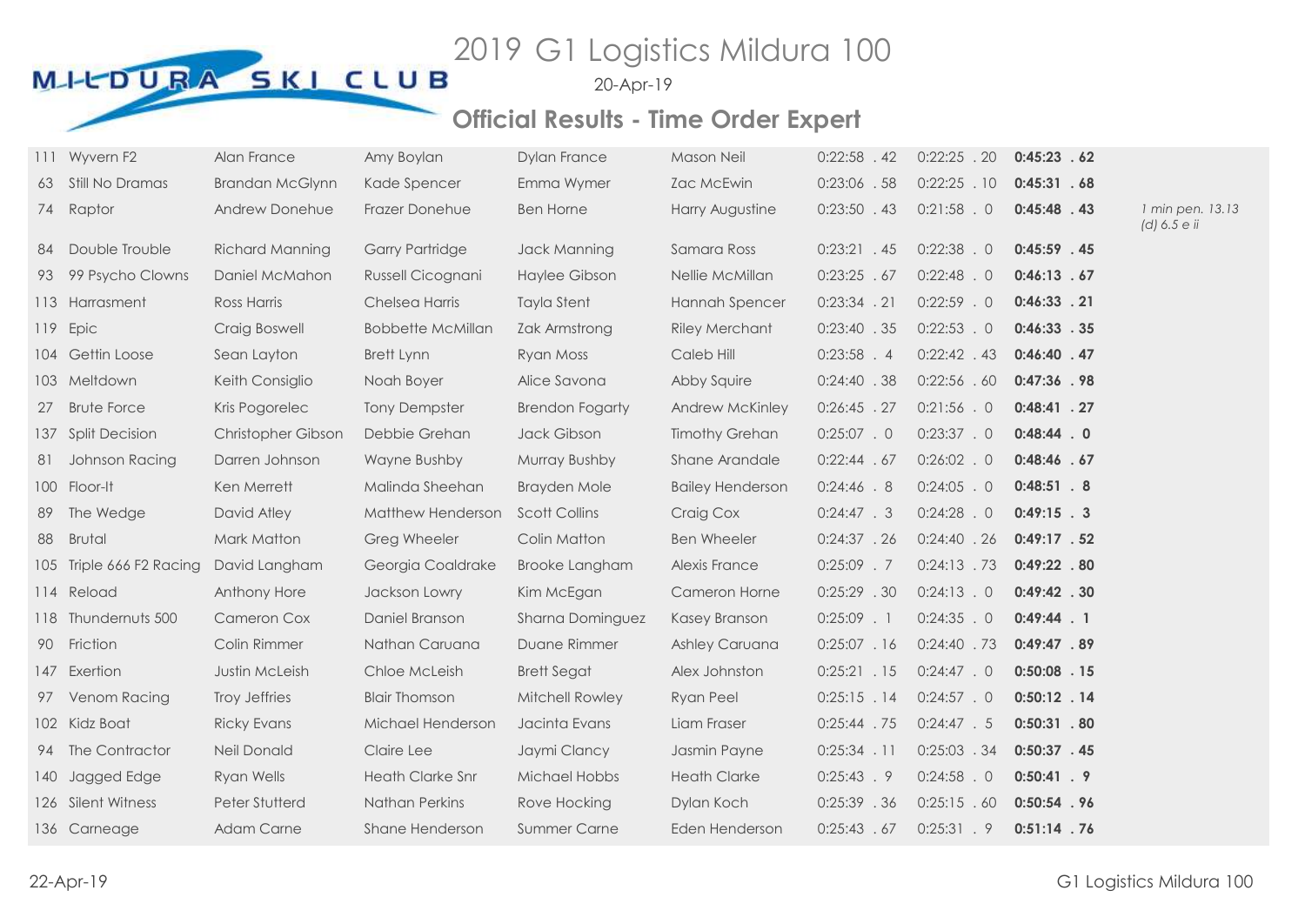# 2019 G1 Logistics Mildura 100

MILDURA SKI CLUB

20-Apr-19

## Official Results - Time Order Expert

| No. | Boat | Driver | Observer | Skier 1 | Skier 2 | Run 1 | Run 2 | Total | Notes |
|---|---|---|---|---|---|---|---|---|---|
| 111 | Wyvern F2 | Alan France | Amy Boylan | Dylan France | Mason Neil | 0:22:58 . 42 | 0:22:25 . 20 | **0:45:23 . 62** | |
| 63 | Still No Dramas | Brandan McGlynn | Kade Spencer | Emma Wymer | Zac McEwin | 0:23:06 . 58 | 0:22:25 . 10 | **0:45:31 . 68** | |
| 74 | Raptor | Andrew Donehue | Frazer Donehue | Ben Horne | Harry Augustine | 0:23:50 . 43 | 0:21:58 . 0 | **0:45:48 . 43** | *1 min pen. 13.13 (d) 6.5 e ii* |
| 84 | Double Trouble | Richard Manning | Garry Partridge | Jack Manning | Samara Ross | 0:23:21 . 45 | 0:22:38 . 0 | **0:45:59 . 45** | |
| 93 | 99 Psycho Clowns | Daniel McMahon | Russell Cicognani | Haylee Gibson | Nellie McMillan | 0:23:25 . 67 | 0:22:48 . 0 | **0:46:13 . 67** | |
| 113 | Harrasment | Ross Harris | Chelsea Harris | Tayla Stent | Hannah Spencer | 0:23:34 . 21 | 0:22:59 . 0 | **0:46:33 . 21** | |
| 119 | Epic | Craig Boswell | Bobbette McMillan | Zak Armstrong | Riley Merchant | 0:23:40 . 35 | 0:22:53 . 0 | **0:46:33 . 35** | |
| 104 | Gettin Loose | Sean Layton | Brett Lynn | Ryan Moss | Caleb Hill | 0:23:58 . 4 | 0:22:42 . 43 | **0:46:40 . 47** | |
| 103 | Meltdown | Keith Consiglio | Noah Boyer | Alice Savona | Abby Squire | 0:24:40 . 38 | 0:22:56 . 60 | **0:47:36 . 98** | |
| 27 | Brute Force | Kris Pogorelec | Tony Dempster | Brendon Fogarty | Andrew McKinley | 0:26:45 . 27 | 0:21:56 . 0 | **0:48:41 . 27** | |
| 137 | Split Decision | Christopher Gibson | Debbie Grehan | Jack Gibson | Timothy Grehan | 0:25:07 . 0 | 0:23:37 . 0 | **0:48:44 . 0** | |
| 81 | Johnson Racing | Darren Johnson | Wayne Bushby | Murray Bushby | Shane Arandale | 0:22:44 . 67 | 0:26:02 . 0 | **0:48:46 . 67** | |
| 100 | Floor-It | Ken Merrett | Malinda Sheehan | Brayden Mole | Bailey Henderson | 0:24:46 . 8 | 0:24:05 . 0 | **0:48:51 . 8** | |
| 89 | The Wedge | David Atley | Matthew Henderson | Scott Collins | Craig Cox | 0:24:47 . 3 | 0:24:28 . 0 | **0:49:15 . 3** | |
| 88 | Brutal | Mark Matton | Greg Wheeler | Colin Matton | Ben Wheeler | 0:24:37 . 26 | 0:24:40 . 26 | **0:49:17 . 52** | |
| 105 | Triple 666 F2 Racing | David Langham | Georgia Coaldrake | Brooke Langham | Alexis France | 0:25:09 . 7 | 0:24:13 . 73 | **0:49:22 . 80** | |
| 114 | Reload | Anthony Hore | Jackson Lowry | Kim McEgan | Cameron Horne | 0:25:29 . 30 | 0:24:13 . 0 | **0:49:42 . 30** | |
| 118 | Thundernuts 500 | Cameron Cox | Daniel Branson | Sharna Dominguez | Kasey Branson | 0:25:09 . 1 | 0:24:35 . 0 | **0:49:44 . 1** | |
| 90 | Friction | Colin Rimmer | Nathan Caruana | Duane Rimmer | Ashley Caruana | 0:25:07 . 16 | 0:24:40 . 73 | **0:49:47 . 89** | |
| 147 | Exertion | Justin McLeish | Chloe McLeish | Brett Segat | Alex Johnston | 0:25:21 . 15 | 0:24:47 . 0 | **0:50:08 . 15** | |
| 97 | Venom Racing | Troy Jeffries | Blair Thomson | Mitchell Rowley | Ryan Peel | 0:25:15 . 14 | 0:24:57 . 0 | **0:50:12 . 14** | |
| 102 | Kidz Boat | Ricky Evans | Michael Henderson | Jacinta Evans | Liam Fraser | 0:25:44 . 75 | 0:24:47 . 5 | **0:50:31 . 80** | |
| 94 | The Contractor | Neil Donald | Claire Lee | Jaymi Clancy | Jasmin Payne | 0:25:34 . 11 | 0:25:03 . 34 | **0:50:37 . 45** | |
| 140 | Jagged Edge | Ryan Wells | Heath Clarke Snr | Michael Hobbs | Heath Clarke | 0:25:43 . 9 | 0:24:58 . 0 | **0:50:41 . 9** | |
| 126 | Silent Witness | Peter Stutterd | Nathan Perkins | Rove Hocking | Dylan Koch | 0:25:39 . 36 | 0:25:15 . 60 | **0:50:54 . 96** | |
| 136 | Carneage | Adam Carne | Shane Henderson | Summer Carne | Eden Henderson | 0:25:43 . 67 | 0:25:31 . 9 | **0:51:14 . 76** | |

22-Apr-19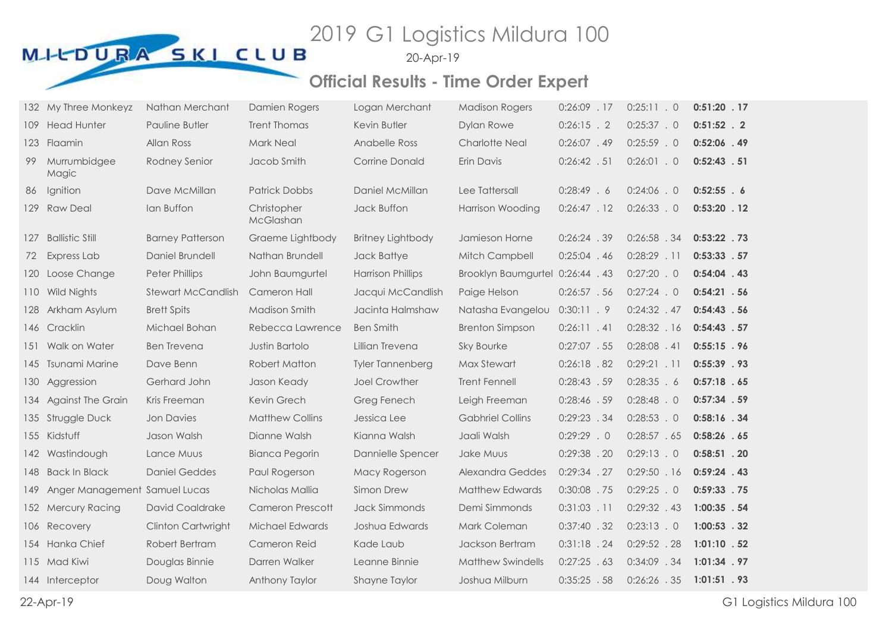# 2019 G1 Logistics Mildura 100

20-Apr-19

## Official Results - Time Order Expert

| No. | Team | Driver | Observer | Skier 1 | Skier 2 | Leg 1 | Leg 2 | Total |
|---|---|---|---|---|---|---|---|---|
| 132 | My Three Monkeyz | Nathan Merchant | Damien Rogers | Logan Merchant | Madison Rogers | 0:26:09 . 17 | 0:25:11 . 0 | **0:51:20 . 17** |
| 109 | Head Hunter | Pauline Butler | Trent Thomas | Kevin Butler | Dylan Rowe | 0:26:15 . 2 | 0:25:37 . 0 | **0:51:52 . 2** |
| 123 | Flaamin | Allan Ross | Mark Neal | Anabelle Ross | Charlotte Neal | 0:26:07 . 49 | 0:25:59 . 0 | **0:52:06 . 49** |
| 99 | Murrumbidgee Magic | Rodney Senior | Jacob Smith | Corrine Donald | Erin Davis | 0:26:42 . 51 | 0:26:01 . 0 | **0:52:43 . 51** |
| 86 | Ignition | Dave McMillan | Patrick Dobbs | Daniel McMillan | Lee Tattersall | 0:28:49 . 6 | 0:24:06 . 0 | **0:52:55 . 6** |
| 129 | Raw Deal | Ian Buffon | Christopher McGlashan | Jack Buffon | Harrison Wooding | 0:26:47 . 12 | 0:26:33 . 0 | **0:53:20 . 12** |
| 127 | Ballistic Still | Barney Patterson | Graeme Lightbody | Britney Lightbody | Jamieson Horne | 0:26:24 . 39 | 0:26:58 . 34 | **0:53:22 . 73** |
| 72 | Express Lab | Daniel Brundell | Nathan Brundell | Jack Battye | Mitch Campbell | 0:25:04 . 46 | 0:28:29 . 11 | **0:53:33 . 57** |
| 120 | Loose Change | Peter Phillips | John Baumgurtel | Harrison Phillips | Brooklyn Baumgurtel | 0:26:44 . 43 | 0:27:20 . 0 | **0:54:04 . 43** |
| 110 | Wild Nights | Stewart McCandlish | Cameron Hall | Jacqui McCandlish | Paige Helson | 0:26:57 . 56 | 0:27:24 . 0 | **0:54:21 . 56** |
| 128 | Arkham Asylum | Brett Spits | Madison Smith | Jacinta Halmshaw | Natasha Evangelou | 0:30:11 . 9 | 0:24:32 . 47 | **0:54:43 . 56** |
| 146 | Cracklin | Michael Bohan | Rebecca Lawrence | Ben Smith | Brenton Simpson | 0:26:11 . 41 | 0:28:32 . 16 | **0:54:43 . 57** |
| 151 | Walk on Water | Ben Trevena | Justin Bartolo | Lillian Trevena | Sky Bourke | 0:27:07 . 55 | 0:28:08 . 41 | **0:55:15 . 96** |
| 145 | Tsunami Marine | Dave Benn | Robert Matton | Tyler Tannenberg | Max Stewart | 0:26:18 . 82 | 0:29:21 . 11 | **0:55:39 . 93** |
| 130 | Aggression | Gerhard John | Jason Keady | Joel Crowther | Trent Fennell | 0:28:43 . 59 | 0:28:35 . 6 | **0:57:18 . 65** |
| 134 | Against The Grain | Kris Freeman | Kevin Grech | Greg Fenech | Leigh Freeman | 0:28:46 . 59 | 0:28:48 . 0 | **0:57:34 . 59** |
| 135 | Struggle Duck | Jon Davies | Matthew Collins | Jessica Lee | Gabhriel Collins | 0:29:23 . 34 | 0:28:53 . 0 | **0:58:16 . 34** |
| 155 | Kidstuff | Jason Walsh | Dianne Walsh | Kianna Walsh | Jaali Walsh | 0:29:29 . 0 | 0:28:57 . 65 | **0:58:26 . 65** |
| 142 | Wastindough | Lance Muus | Bianca Pegorin | Dannielle Spencer | Jake Muus | 0:29:38 . 20 | 0:29:13 . 0 | **0:58:51 . 20** |
| 148 | Back In Black | Daniel Geddes | Paul Rogerson | Macy Rogerson | Alexandra Geddes | 0:29:34 . 27 | 0:29:50 . 16 | **0:59:24 . 43** |
| 149 | Anger Management | Samuel Lucas | Nicholas Mallia | Simon Drew | Matthew Edwards | 0:30:08 . 75 | 0:29:25 . 0 | **0:59:33 . 75** |
| 152 | Mercury Racing | David Coaldrake | Cameron Prescott | Jack Simmonds | Demi Simmonds | 0:31:03 . 11 | 0:29:32 . 43 | **1:00:35 . 54** |
| 106 | Recovery | Clinton Cartwright | Michael Edwards | Joshua Edwards | Mark Coleman | 0:37:40 . 32 | 0:23:13 . 0 | **1:00:53 . 32** |
| 154 | Hanka Chief | Robert Bertram | Cameron Reid | Kade Laub | Jackson Bertram | 0:31:18 . 24 | 0:29:52 . 28 | **1:01:10 . 52** |
| 115 | Mad Kiwi | Douglas Binnie | Darren Walker | Leanne Binnie | Matthew Swindells | 0:27:25 . 63 | 0:34:09 . 34 | **1:01:34 . 97** |
| 144 | Interceptor | Doug Walton | Anthony Taylor | Shayne Taylor | Joshua Milburn | 0:35:25 . 58 | 0:26:26 . 35 | **1:01:51 . 93** |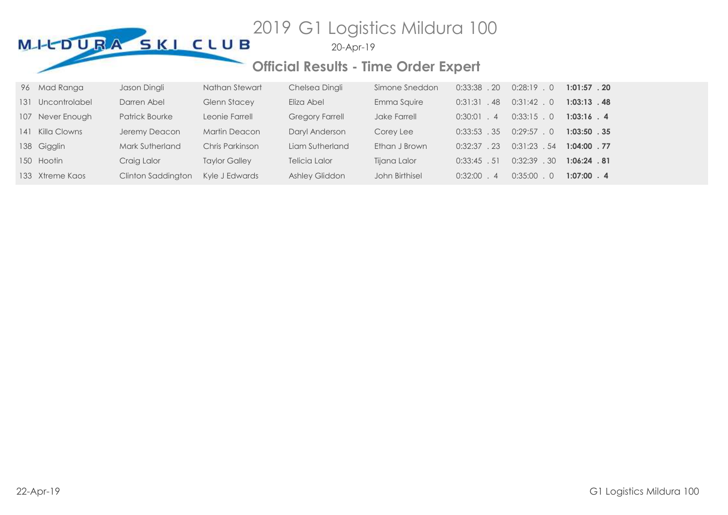# 2019 G1 Logistics Mildura 100

20-Apr-19

## Official Results - Time Order Expert

| | | | | | | | | |
|---|---|---|---|---|---|---|---|---|
| 96 | Mad Ranga | Jason Dingli | Nathan Stewart | Chelsea Dingli | Simone Sneddon | 0:33:38 . 20 | 0:28:19 . 0 | **1:01:57 . 20** |
| 131 | Uncontrolabel | Darren Abel | Glenn Stacey | Eliza Abel | Emma Squire | 0:31:31 . 48 | 0:31:42 . 0 | **1:03:13 . 48** |
| 107 | Never Enough | Patrick Bourke | Leonie Farrell | Gregory Farrell | Jake Farrell | 0:30:01 . 4 | 0:33:15 . 0 | **1:03:16 . 4** |
| 141 | Killa Clowns | Jeremy Deacon | Martin Deacon | Daryl Anderson | Corey Lee | 0:33:53 . 35 | 0:29:57 . 0 | **1:03:50 . 35** |
| 138 | Gigglin | Mark Sutherland | Chris Parkinson | Liam Sutherland | Ethan J Brown | 0:32:37 . 23 | 0:31:23 . 54 | **1:04:00 . 77** |
| 150 | Hootin | Craig Lalor | Taylor Galley | Telicia Lalor | Tijana Lalor | 0:33:45 . 51 | 0:32:39 . 30 | **1:06:24 . 81** |
| 133 | Xtreme Kaos | Clinton Saddington | Kyle J Edwards | Ashley Gliddon | John Birthisel | 0:32:00 . 4 | 0:35:00 . 0 | **1:07:00 . 4** |